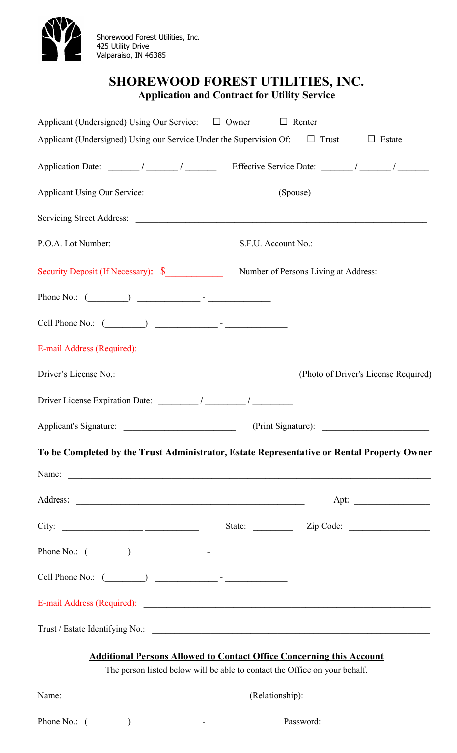Shorewood Forest Utilities, Inc.
425 Utility Drive
Valparaiso, IN 46385

# SHOREWOOD FOREST UTILITIES, INC.

## Application and Contract for Utility Service

Applicant (Undersigned) Using Our Service: ☐ Owner ☐ Renter

Applicant (Undersigned) Using our Service Under the Supervision Of: ☐ Trust ☐ Estate

Application Date: _______ / _______ / _______ Effective Service Date: _______ / _______ / _______

Applicant Using Our Service: ________________________ (Spouse) ________________________

Servicing Street Address: ____________________________________________________________

P.O.A. Lot Number: ________________ S.F.U. Account No.: ________________________

Security Deposit (If Necessary): $____________ Number of Persons Living at Address: _________

Phone No.: (_________) ______________ - ______________

Cell Phone No.: (_________) ______________ - ______________

E-mail Address (Required): ____________________________________________________________

Driver's License No.: ______________________________________ (Photo of Driver's License Required)

Driver License Expiration Date: _________ / _________ / _________

Applicant's Signature: ________________________ (Print Signature): ________________________

**To be Completed by the Trust Administrator, Estate Representative or Rental Property Owner**

Name: ______________________________________________________________________________

Address: ___________________________________________________ Apt: ________________

City: ______________________________ State: _________ Zip Code: __________________

Phone No.: (_________) ______________ - ______________

Cell Phone No.: (_________) ______________ - ______________

E-mail Address (Required): ____________________________________________________________

Trust / Estate Identifying No.: ________________________________________________________

**Additional Persons Allowed to Contact Office Concerning this Account**

The person listed below will be able to contact the Office on your behalf.

Name: ____________________________________ (Relationship): __________________________

Phone No.: (_________) ______________ - ______________ Password: _______________________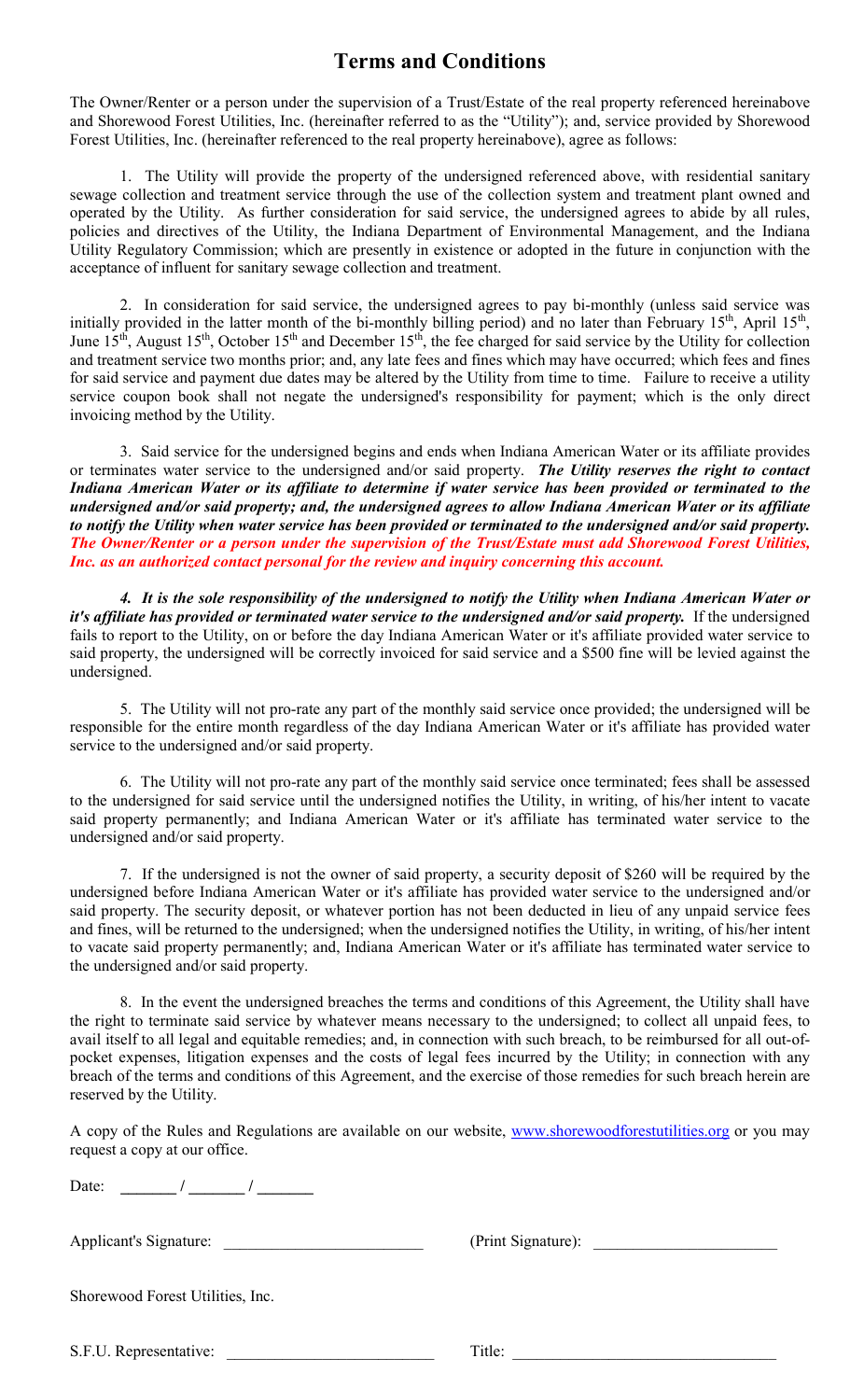# Terms and Conditions

The Owner/Renter or a person under the supervision of a Trust/Estate of the real property referenced hereinabove and Shorewood Forest Utilities, Inc. (hereinafter referred to as the "Utility"); and, service provided by Shorewood Forest Utilities, Inc. (hereinafter referenced to the real property hereinabove), agree as follows:

1. The Utility will provide the property of the undersigned referenced above, with residential sanitary sewage collection and treatment service through the use of the collection system and treatment plant owned and operated by the Utility. As further consideration for said service, the undersigned agrees to abide by all rules, policies and directives of the Utility, the Indiana Department of Environmental Management, and the Indiana Utility Regulatory Commission; which are presently in existence or adopted in the future in conjunction with the acceptance of influent for sanitary sewage collection and treatment.

2. In consideration for said service, the undersigned agrees to pay bi-monthly (unless said service was initially provided in the latter month of the bi-monthly billing period) and no later than February 15th, April 15th, June 15th, August 15th, October 15th and December 15th, the fee charged for said service by the Utility for collection and treatment service two months prior; and, any late fees and fines which may have occurred; which fees and fines for said service and payment due dates may be altered by the Utility from time to time. Failure to receive a utility service coupon book shall not negate the undersigned's responsibility for payment; which is the only direct invoicing method by the Utility.

3. Said service for the undersigned begins and ends when Indiana American Water or its affiliate provides or terminates water service to the undersigned and/or said property. ***The Utility reserves the right to contact Indiana American Water or its affiliate to determine if water service has been provided or terminated to the undersigned and/or said property; and, the undersigned agrees to allow Indiana American Water or its affiliate to notify the Utility when water service has been provided or terminated to the undersigned and/or said property. The Owner/Renter or a person under the supervision of the Trust/Estate must add Shorewood Forest Utilities, Inc. as an authorized contact personal for the review and inquiry concerning this account.***

***4. It is the sole responsibility of the undersigned to notify the Utility when Indiana American Water or it's affiliate has provided or terminated water service to the undersigned and/or said property.*** If the undersigned fails to report to the Utility, on or before the day Indiana American Water or it's affiliate provided water service to said property, the undersigned will be correctly invoiced for said service and a $500 fine will be levied against the undersigned.

5. The Utility will not pro-rate any part of the monthly said service once provided; the undersigned will be responsible for the entire month regardless of the day Indiana American Water or it's affiliate has provided water service to the undersigned and/or said property.

6. The Utility will not pro-rate any part of the monthly said service once terminated; fees shall be assessed to the undersigned for said service until the undersigned notifies the Utility, in writing, of his/her intent to vacate said property permanently; and Indiana American Water or it's affiliate has terminated water service to the undersigned and/or said property.

7. If the undersigned is not the owner of said property, a security deposit of $260 will be required by the undersigned before Indiana American Water or it's affiliate has provided water service to the undersigned and/or said property. The security deposit, or whatever portion has not been deducted in lieu of any unpaid service fees and fines, will be returned to the undersigned; when the undersigned notifies the Utility, in writing, of his/her intent to vacate said property permanently; and, Indiana American Water or it's affiliate has terminated water service to the undersigned and/or said property.

8. In the event the undersigned breaches the terms and conditions of this Agreement, the Utility shall have the right to terminate said service by whatever means necessary to the undersigned; to collect all unpaid fees, to avail itself to all legal and equitable remedies; and, in connection with such breach, to be reimbursed for all out-of-pocket expenses, litigation expenses and the costs of legal fees incurred by the Utility; in connection with any breach of the terms and conditions of this Agreement, and the exercise of those remedies for such breach herein are reserved by the Utility.

A copy of the Rules and Regulations are available on our website, www.shorewoodforestutilities.org or you may request a copy at our office.

Date: _______ / _______ / _______

Applicant's Signature: ________________________ (Print Signature): ______________________

Shorewood Forest Utilities, Inc.

S.F.U. Representative: __________________________ Title: ________________________________